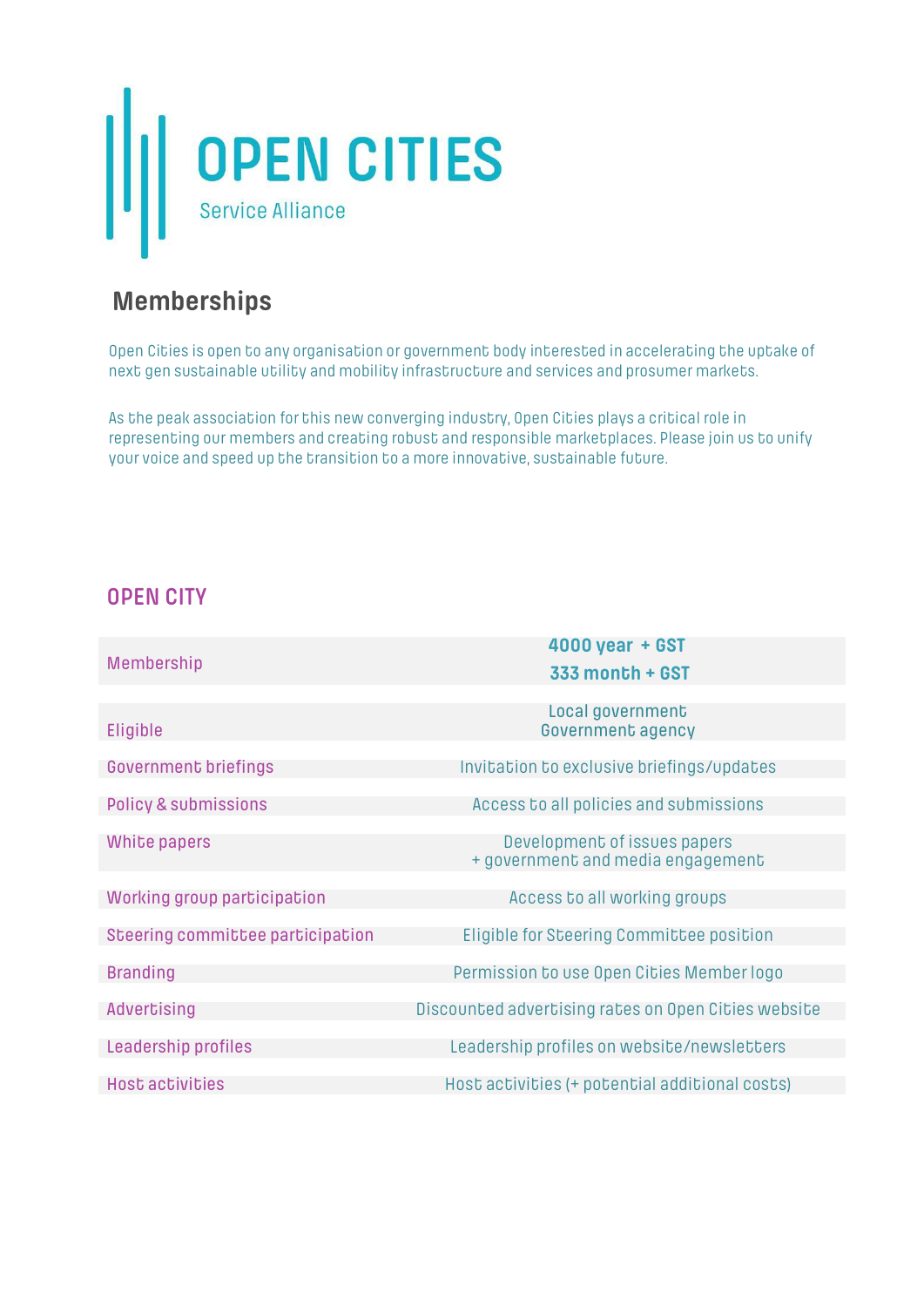# OPEN CITIES

Service Alliance

## Memberships

Open Cities is open to any organisation or government body interested in accelerating the uptake of next gen sustainable utility and mobility infrastructure and services and prosumer markets.

As the peak association for this new converging industry, Open Cities plays a critical role in representing our members and creating robust and responsible marketplaces. Please join us to unify your voice and speed up the transition to a more innovative, sustainable future.

### OPEN CITY

| | |
|---|---|
| Membership | **4000 year + GST**<br>**333 month + GST** |
| Eligible | Local government<br>Government agency |
| Government briefings | Invitation to exclusive briefings/updates |
| Policy & submissions | Access to all policies and submissions |
| White papers | Development of issues papers<br>+ government and media engagement |
| Working group participation | Access to all working groups |
| Steering committee participation | Eligible for Steering Committee position |
| Branding | Permission to use Open Cities Member logo |
| Advertising | Discounted advertising rates on Open Cities website |
| Leadership profiles | Leadership profiles on website/newsletters |
| Host activities | Host activities (+ potential additional costs) |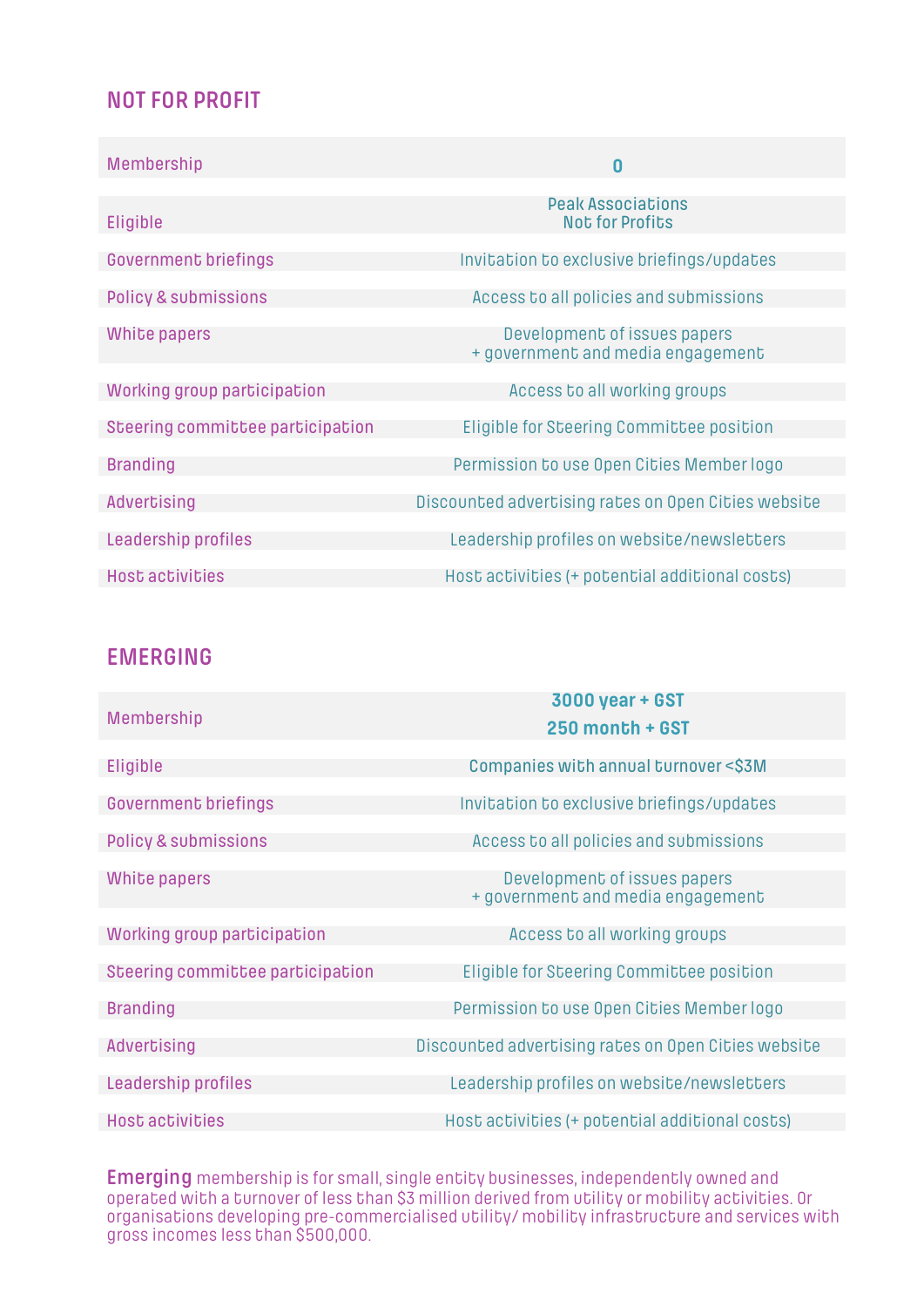## NOT FOR PROFIT

| | |
|---|---|
| Membership | **0** |
| Eligible | Peak Associations<br>Not for Profits |
| Government briefings | Invitation to exclusive briefings/updates |
| Policy & submissions | Access to all policies and submissions |
| White papers | Development of issues papers<br>+ government and media engagement |
| Working group participation | Access to all working groups |
| Steering committee participation | Eligible for Steering Committee position |
| Branding | Permission to use Open Cities Member logo |
| Advertising | Discounted advertising rates on Open Cities website |
| Leadership profiles | Leadership profiles on website/newsletters |
| Host activities | Host activities (+ potential additional costs) |

## EMERGING

| | |
|---|---|
| Membership | **3000 year + GST**<br>**250 month + GST** |
| Eligible | Companies with annual turnover <$3M |
| Government briefings | Invitation to exclusive briefings/updates |
| Policy & submissions | Access to all policies and submissions |
| White papers | Development of issues papers<br>+ government and media engagement |
| Working group participation | Access to all working groups |
| Steering committee participation | Eligible for Steering Committee position |
| Branding | Permission to use Open Cities Member logo |
| Advertising | Discounted advertising rates on Open Cities website |
| Leadership profiles | Leadership profiles on website/newsletters |
| Host activities | Host activities (+ potential additional costs) |

**Emerging** membership is for small, single entity businesses, independently owned and operated with a turnover of less than $3 million derived from utility or mobility activities. Or organisations developing pre-commercialised utility/ mobility infrastructure and services with gross incomes less than $500,000.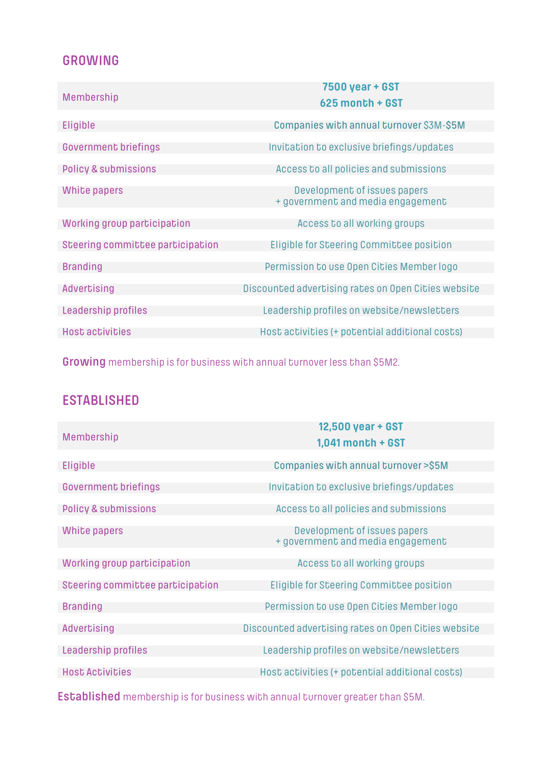## GROWING

| Membership | 7500 year + GST<br>625 month + GST |
| --- | --- |
| Eligible | Companies with annual turnover $3M-$5M |
| Government briefings | Invitation to exclusive briefings/updates |
| Policy & submissions | Access to all policies and submissions |
| White papers | Development of issues papers<br>+ government and media engagement |
| Working group participation | Access to all working groups |
| Steering committee participation | Eligible for Steering Committee position |
| Branding | Permission to use Open Cities Member logo |
| Advertising | Discounted advertising rates on Open Cities website |
| Leadership profiles | Leadership profiles on website/newsletters |
| Host activities | Host activities (+ potential additional costs) |

**Growing** membership is for business with annual turnover less than $5M2.

## ESTABLISHED

| Membership | 12,500 year + GST<br>1,041 month + GST |
| --- | --- |
| Eligible | Companies with annual turnover >$5M |
| Government briefings | Invitation to exclusive briefings/updates |
| Policy & submissions | Access to all policies and submissions |
| White papers | Development of issues papers<br>+ government and media engagement |
| Working group participation | Access to all working groups |
| Steering committee participation | Eligible for Steering Committee position |
| Branding | Permission to use Open Cities Member logo |
| Advertising | Discounted advertising rates on Open Cities website |
| Leadership profiles | Leadership profiles on website/newsletters |
| Host Activities | Host activities (+ potential additional costs) |

**Established** membership is for business with annual turnover greater than $5M.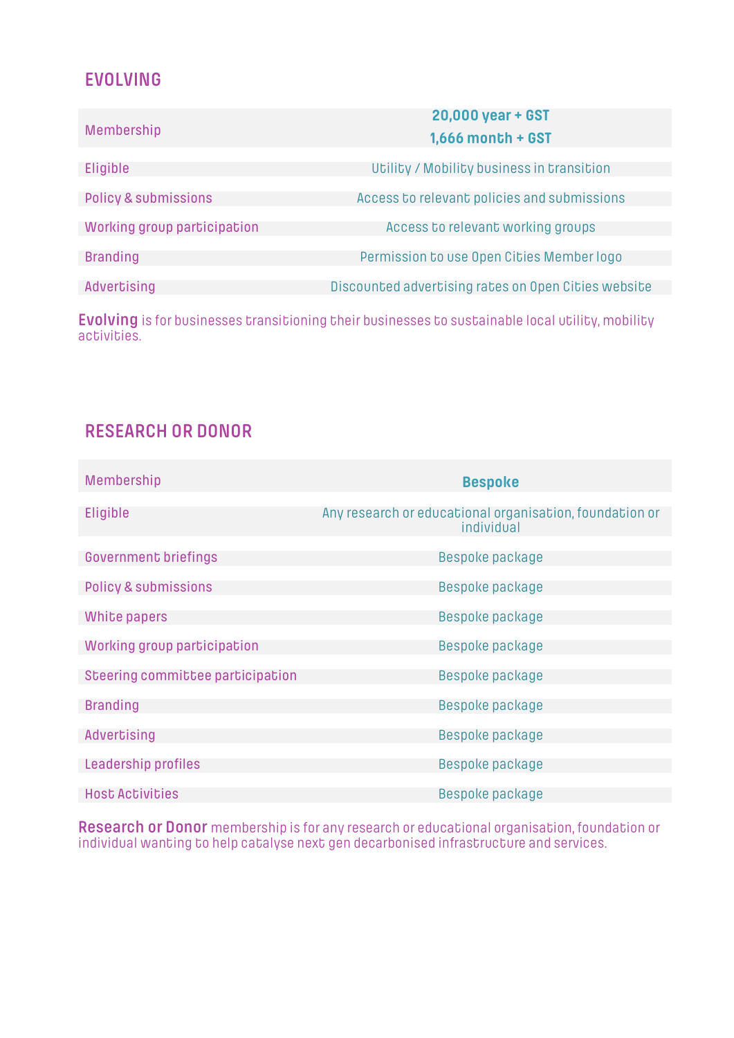## EVOLVING

| Membership | **20,000 year + GST**<br>**1,666 month + GST** |
|---|---|
| Eligible | Utility / Mobility business in transition |
| Policy & submissions | Access to relevant policies and submissions |
| Working group participation | Access to relevant working groups |
| Branding | Permission to use Open Cities Member logo |
| Advertising | Discounted advertising rates on Open Cities website |

**Evolving** is for businesses transitioning their businesses to sustainable local utility, mobility activities.

## RESEARCH OR DONOR

| Membership | **Bespoke** |
|---|---|
| Eligible | Any research or educational organisation, foundation or individual |
| Government briefings | Bespoke package |
| Policy & submissions | Bespoke package |
| White papers | Bespoke package |
| Working group participation | Bespoke package |
| Steering committee participation | Bespoke package |
| Branding | Bespoke package |
| Advertising | Bespoke package |
| Leadership profiles | Bespoke package |
| Host Activities | Bespoke package |

**Research or Donor** membership is for any research or educational organisation, foundation or individual wanting to help catalyse next gen decarbonised infrastructure and services.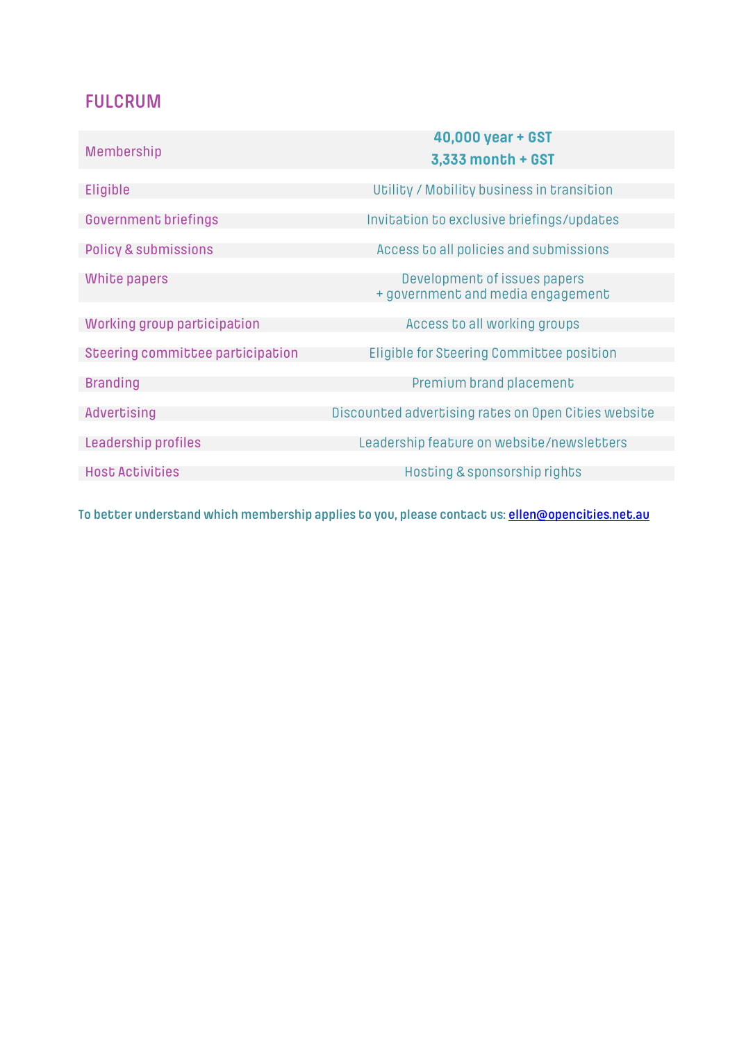## FULCRUM

| Membership | **40,000 year + GST**<br>**3,333 month + GST** |
|---|---|
| Eligible | Utility / Mobility business in transition |
| Government briefings | Invitation to exclusive briefings/updates |
| Policy & submissions | Access to all policies and submissions |
| White papers | Development of issues papers<br>+ government and media engagement |
| Working group participation | Access to all working groups |
| Steering committee participation | Eligible for Steering Committee position |
| Branding | Premium brand placement |
| Advertising | Discounted advertising rates on Open Cities website |
| Leadership profiles | Leadership feature on website/newsletters |
| Host Activities | Hosting & sponsorship rights |

**To better understand which membership applies to you, please contact us: ellen@opencities.net.au**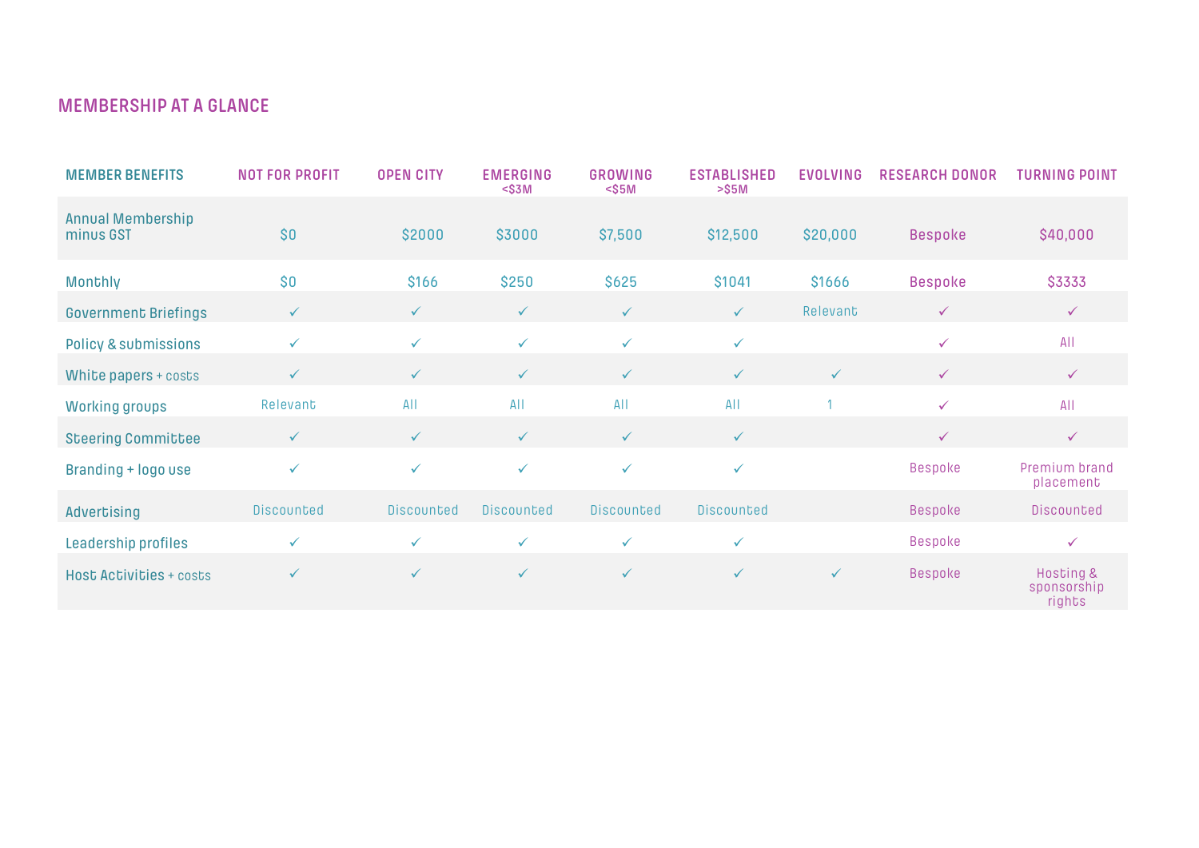## MEMBERSHIP AT A GLANCE

| MEMBER BENEFITS | NOT FOR PROFIT | OPEN CITY | EMERGING <$3M | GROWING <$5M | ESTABLISHED >$5M | EVOLVING | RESEARCH DONOR | TURNING POINT |
|---|---|---|---|---|---|---|---|---|
| Annual Membership minus GST | $0 | $2000 | $3000 | $7,500 | $12,500 | $20,000 | Bespoke | $40,000 |
| Monthly | $0 | $166 | $250 | $625 | $1041 | $1666 | Bespoke | $3333 |
| Government Briefings | ✓ | ✓ | ✓ | ✓ | ✓ | Relevant | ✓ | ✓ |
| Policy & submissions | ✓ | ✓ | ✓ | ✓ | ✓ | | ✓ | All |
| White papers + costs | ✓ | ✓ | ✓ | ✓ | ✓ | ✓ | ✓ | ✓ |
| Working groups | Relevant | All | All | All | All | 1 | ✓ | All |
| Steering Committee | ✓ | ✓ | ✓ | ✓ | ✓ | | ✓ | ✓ |
| Branding + logo use | ✓ | ✓ | ✓ | ✓ | ✓ | | Bespoke | Premium brand placement |
| Advertising | Discounted | Discounted | Discounted | Discounted | Discounted | | Bespoke | Discounted |
| Leadership profiles | ✓ | ✓ | ✓ | ✓ | ✓ | | Bespoke | ✓ |
| Host Activities + costs | ✓ | ✓ | ✓ | ✓ | ✓ | ✓ | Bespoke | Hosting & sponsorship rights |